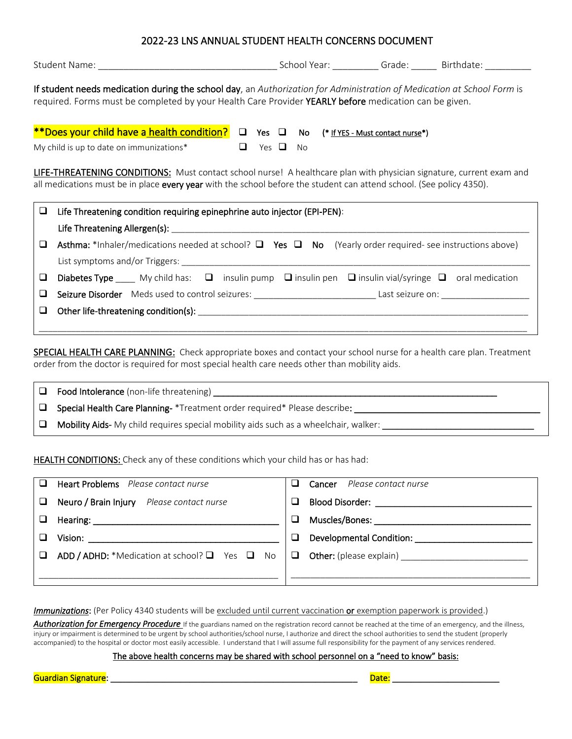# 2022-23 LNS ANNUAL STUDENT HEALTH CONCERNS DOCUMENT

Student Name: ___________________________________ School Year: _________ Grade: _____ Birthdate: _________

**If student needs medication during the school day**, an *Authorization for Administration of Medication at School Form* is required. Forms must be completed by your Health Care Provider **YEARLY before** medication can be given.

**\*\*Does your child have a health condition?** ☐ **Yes** ☐ **No** **(\* If YES - Must contact nurse\*)**

My child is up to date on immunizations\* ☐ Yes ☐ No

**LIFE-THREATENING CONDITIONS:** Must contact school nurse! A healthcare plan with physician signature, current exam and all medications must be in place **every year** with the school before the student can attend school. (See policy 4350).

- ☐ **Life Threatening condition requiring epinephrine auto injector (EPI-PEN)**:
  **Life Threatening Allergen(s):** ____________________________________________
- ☐ **Asthma:** \*Inhaler/medications needed at school? ☐ **Yes** ☐ **No** (Yearly order required- see instructions above)
  List symptoms and/or Triggers: ____________________________________________
- ☐ **Diabetes Type** ____ My child has: ☐ insulin pump ☐ insulin pen ☐ insulin vial/syringe ☐ oral medication
- ☐ **Seizure Disorder** Meds used to control seizures: ________________________ Last seizure on: _________________
- ☐ **Other life-threatening condition(s):** ____________________________________________
  ____________________________________________

**SPECIAL HEALTH CARE PLANNING:** Check appropriate boxes and contact your school nurse for a health care plan. Treatment order from the doctor is required for most special health care needs other than mobility aids.

- ☐ **Food Intolerance** (non-life threatening) ____________________________________________
- ☐ **Special Health Care Planning-** \*Treatment order required\* Please describe: ______________________________
- ☐ **Mobility Aids-** My child requires special mobility aids such as a wheelchair, walker: ______________________________

**HEALTH CONDITIONS:** Check any of these conditions which your child has or has had:

| | |
|---|---|
| ☐ **Heart Problems** *Please contact nurse* | ☐ **Cancer** *Please contact nurse* |
| ☐ **Neuro / Brain Injury** *Please contact nurse* | ☐ **Blood Disorder:** ______________________________ |
| ☐ **Hearing:** ______________________________ | ☐ **Muscles/Bones:** ______________________________ |
| ☐ **Vision:** ______________________________ | ☐ **Developmental Condition:** ______________________ |
| ☐ **ADD / ADHD:** \*Medication at school? ☐ Yes ☐ No | ☐ **Other:** (please explain) ______________________ |
| ______________________________ | ______________________________ |

***Immunizations***: (Per Policy 4340 students will be excluded until current vaccination **or** exemption paperwork is provided.)

***Authorization for Emergency Procedure*** If the guardians named on the registration record cannot be reached at the time of an emergency, and the illness, injury or impairment is determined to be urgent by school authorities/school nurse, I authorize and direct the school authorities to send the student (properly accompanied) to the hospital or doctor most easily accessible. I understand that I will assume full responsibility for the payment of any services rendered.

The above health concerns may be shared with school personnel on a "need to know" basis:

Guardian Signature: ______________________________________________ Date: ______________________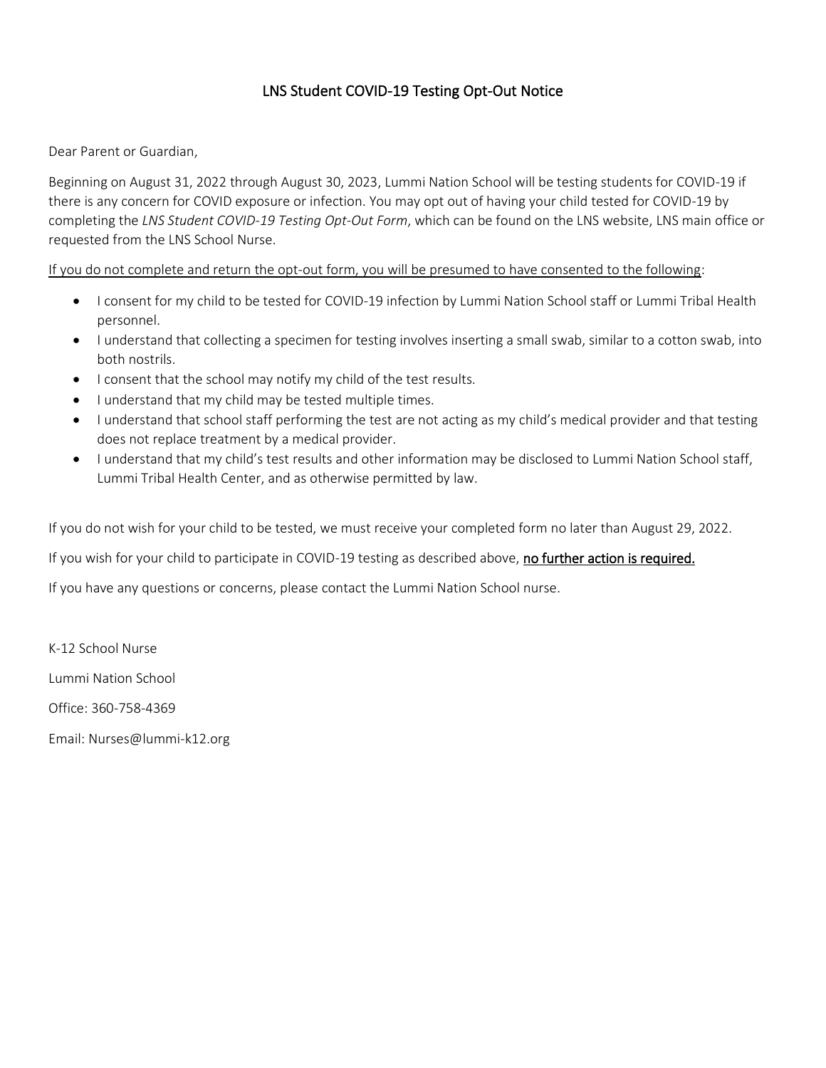# LNS Student COVID-19 Testing Opt-Out Notice

Dear Parent or Guardian,

Beginning on August 31, 2022 through August 30, 2023, Lummi Nation School will be testing students for COVID-19 if there is any concern for COVID exposure or infection. You may opt out of having your child tested for COVID-19 by completing the *LNS Student COVID-19 Testing Opt-Out Form*, which can be found on the LNS website, LNS main office or requested from the LNS School Nurse.

<u>If you do not complete and return the opt-out form, you will be presumed to have consented to the following</u>:

- I consent for my child to be tested for COVID-19 infection by Lummi Nation School staff or Lummi Tribal Health personnel.
- I understand that collecting a specimen for testing involves inserting a small swab, similar to a cotton swab, into both nostrils.
- I consent that the school may notify my child of the test results.
- I understand that my child may be tested multiple times.
- I understand that school staff performing the test are not acting as my child's medical provider and that testing does not replace treatment by a medical provider.
- I understand that my child's test results and other information may be disclosed to Lummi Nation School staff, Lummi Tribal Health Center, and as otherwise permitted by law.

If you do not wish for your child to be tested, we must receive your completed form no later than August 29, 2022.

If you wish for your child to participate in COVID-19 testing as described above, <u>no further action is required.</u>

If you have any questions or concerns, please contact the Lummi Nation School nurse.

K-12 School Nurse

Lummi Nation School

Office: 360-758-4369

Email: Nurses@lummi-k12.org